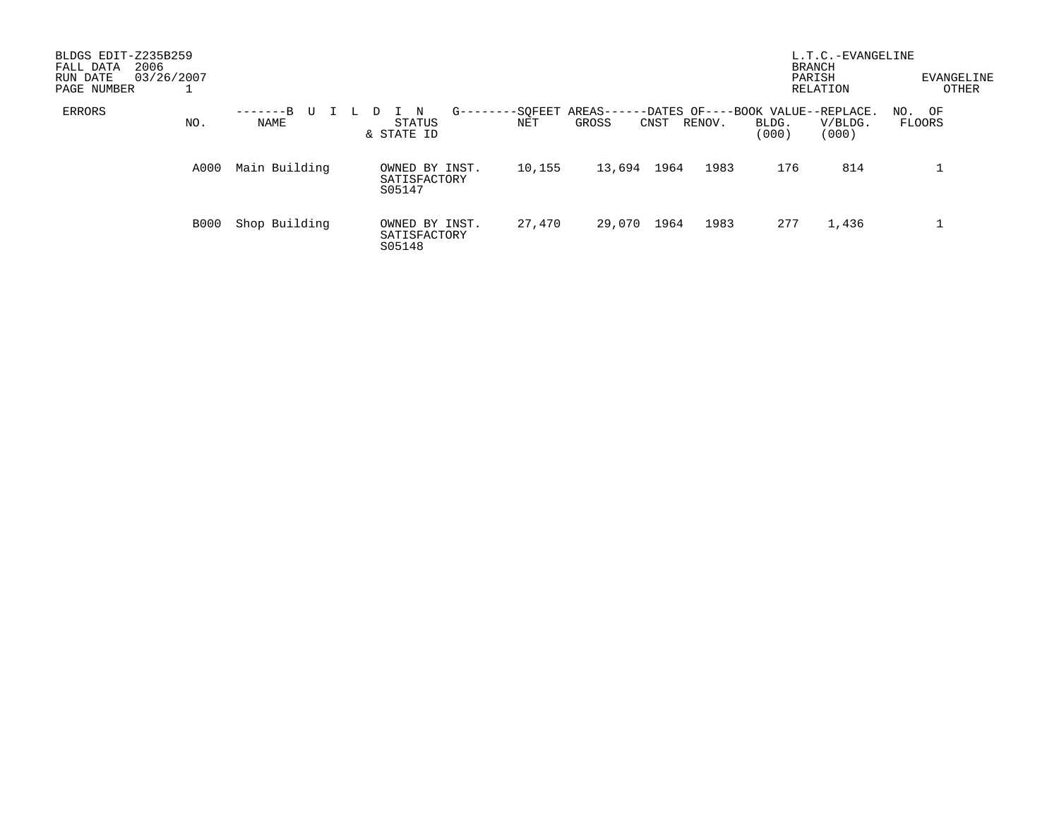BLDGS EDIT-Z235B259
FALL DATA 2006
RUN DATE 03/26/2007
PAGE NUMBER 1

L.T.C.-EVANGELINE
BRANCH
PARISH EVANGELINE
RELATION OTHER

| ERRORS | NO. | BUILDING NAME | STATUS & STATE ID | SQFEET AREAS NET | SQFEET AREAS GROSS | DATES OF CNST | DATES OF RENOV. | BOOK VALUE BLDG. (000) | REPLACE. V/BLDG. (000) | NO. OF FLOORS |
|---|---|---|---|---|---|---|---|---|---|---|
| | A000 | Main Building | OWNED BY INST. SATISFACTORY S05147 | 10,155 | 13,694 | 1964 | 1983 | 176 | 814 | 1 |
| | B000 | Shop Building | OWNED BY INST. SATISFACTORY S05148 | 27,470 | 29,070 | 1964 | 1983 | 277 | 1,436 | 1 |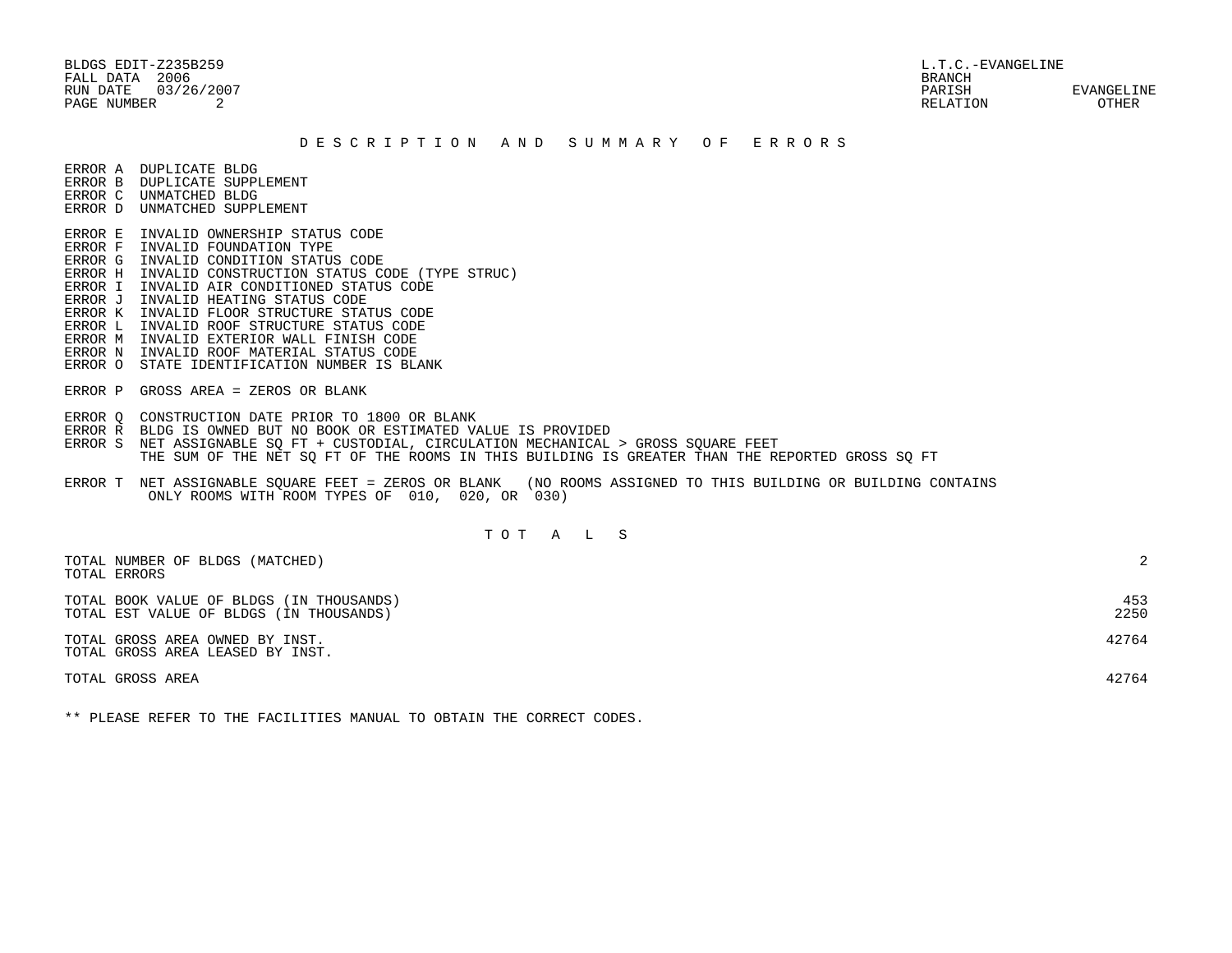BLDGS EDIT-Z235B259
FALL DATA 2006
RUN DATE 03/26/2007
PAGE NUMBER 2

L.T.C.-EVANGELINE
BRANCH
PARISH EVANGELINE
RELATION OTHER

## D E S C R I P T I O N A N D S U M M A R Y O F E R R O R S

ERROR A DUPLICATE BLDG
ERROR B DUPLICATE SUPPLEMENT
ERROR C UNMATCHED BLDG
ERROR D UNMATCHED SUPPLEMENT

ERROR E INVALID OWNERSHIP STATUS CODE
ERROR F INVALID FOUNDATION TYPE
ERROR G INVALID CONDITION STATUS CODE
ERROR H INVALID CONSTRUCTION STATUS CODE (TYPE STRUC)
ERROR I INVALID AIR CONDITIONED STATUS CODE
ERROR J INVALID HEATING STATUS CODE
ERROR K INVALID FLOOR STRUCTURE STATUS CODE
ERROR L INVALID ROOF STRUCTURE STATUS CODE
ERROR M INVALID EXTERIOR WALL FINISH CODE
ERROR N INVALID ROOF MATERIAL STATUS CODE
ERROR O STATE IDENTIFICATION NUMBER IS BLANK

ERROR P GROSS AREA = ZEROS OR BLANK

ERROR Q CONSTRUCTION DATE PRIOR TO 1800 OR BLANK
ERROR R BLDG IS OWNED BUT NO BOOK OR ESTIMATED VALUE IS PROVIDED
ERROR S NET ASSIGNABLE SQ FT + CUSTODIAL, CIRCULATION MECHANICAL > GROSS SQUARE FEET
THE SUM OF THE NET SQ FT OF THE ROOMS IN THIS BUILDING IS GREATER THAN THE REPORTED GROSS SQ FT

ERROR T NET ASSIGNABLE SQUARE FEET = ZEROS OR BLANK (NO ROOMS ASSIGNED TO THIS BUILDING OR BUILDING CONTAINS ONLY ROOMS WITH ROOM TYPES OF 010, 020, OR 030)

## T O T A L S

| | |
|---|---|
| TOTAL NUMBER OF BLDGS (MATCHED) | 2 |
| TOTAL ERRORS | |
| TOTAL BOOK VALUE OF BLDGS (IN THOUSANDS) | 453 |
| TOTAL EST VALUE OF BLDGS (IN THOUSANDS) | 2250 |
| TOTAL GROSS AREA OWNED BY INST. | 42764 |
| TOTAL GROSS AREA LEASED BY INST. | |
| TOTAL GROSS AREA | 42764 |

** PLEASE REFER TO THE FACILITIES MANUAL TO OBTAIN THE CORRECT CODES.